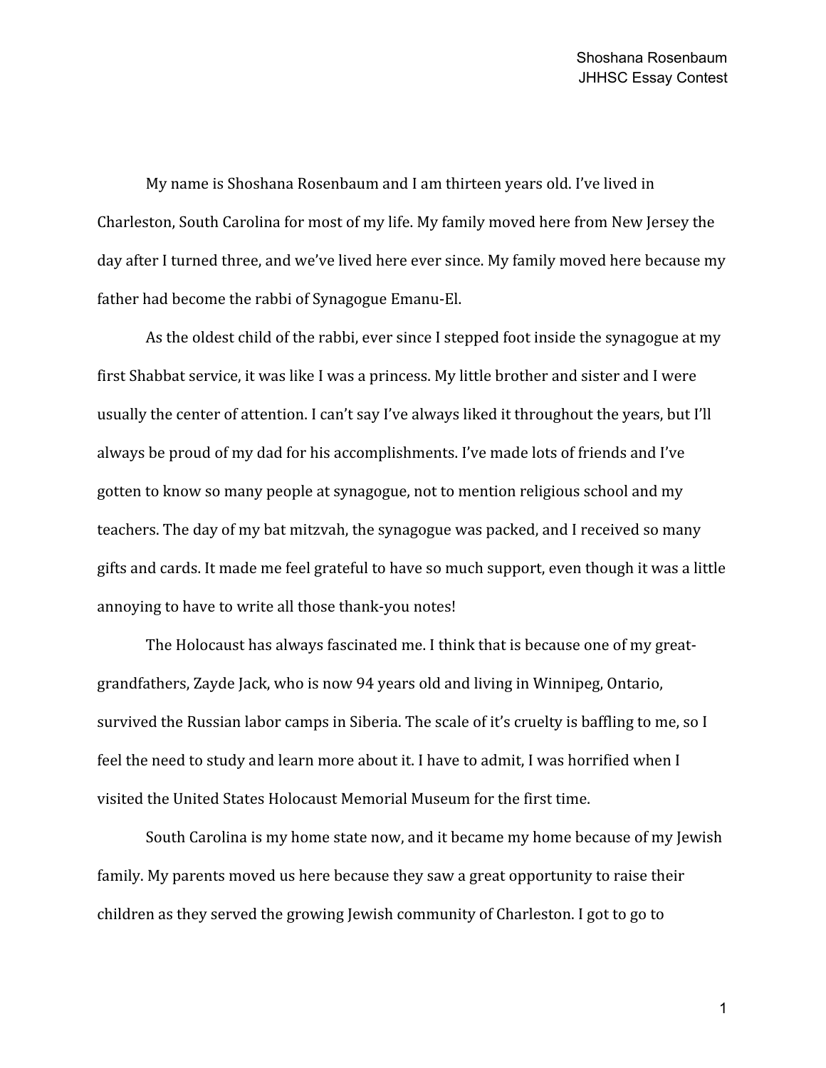My name is Shoshana Rosenbaum and I am thirteen years old. I've lived in Charleston, South Carolina for most of my life. My family moved here from New Jersey the day after I turned three, and we've lived here ever since. My family moved here because my father had become the rabbi of Synagogue Emanu-El.

As the oldest child of the rabbi, ever since I stepped foot inside the synagogue at my first Shabbat service, it was like I was a princess. My little brother and sister and I were usually the center of attention. I can't say I've always liked it throughout the years, but I'll always be proud of my dad for his accomplishments. I've made lots of friends and I've gotten to know so many people at synagogue, not to mention religious school and my teachers. The day of my bat mitzvah, the synagogue was packed, and I received so many gifts and cards. It made me feel grateful to have so much support, even though it was a little annoying to have to write all those thank-you notes!

The Holocaust has always fascinated me. I think that is because one of my great-grandfathers, Zayde Jack, who is now 94 years old and living in Winnipeg, Ontario, survived the Russian labor camps in Siberia. The scale of it's cruelty is baffling to me, so I feel the need to study and learn more about it. I have to admit, I was horrified when I visited the United States Holocaust Memorial Museum for the first time.

South Carolina is my home state now, and it became my home because of my Jewish family. My parents moved us here because they saw a great opportunity to raise their children as they served the growing Jewish community of Charleston. I got to go to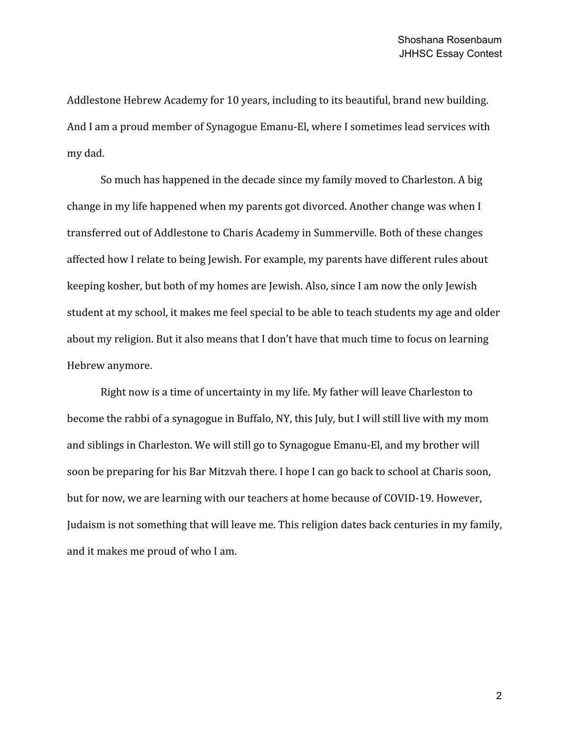Addlestone Hebrew Academy for 10 years, including to its beautiful, brand new building. And I am a proud member of Synagogue Emanu-El, where I sometimes lead services with my dad.

So much has happened in the decade since my family moved to Charleston. A big change in my life happened when my parents got divorced. Another change was when I transferred out of Addlestone to Charis Academy in Summerville. Both of these changes affected how I relate to being Jewish. For example, my parents have different rules about keeping kosher, but both of my homes are Jewish. Also, since I am now the only Jewish student at my school, it makes me feel special to be able to teach students my age and older about my religion. But it also means that I don't have that much time to focus on learning Hebrew anymore.

Right now is a time of uncertainty in my life. My father will leave Charleston to become the rabbi of a synagogue in Buffalo, NY, this July, but I will still live with my mom and siblings in Charleston. We will still go to Synagogue Emanu-El, and my brother will soon be preparing for his Bar Mitzvah there. I hope I can go back to school at Charis soon, but for now, we are learning with our teachers at home because of COVID-19. However, Judaism is not something that will leave me. This religion dates back centuries in my family, and it makes me proud of who I am.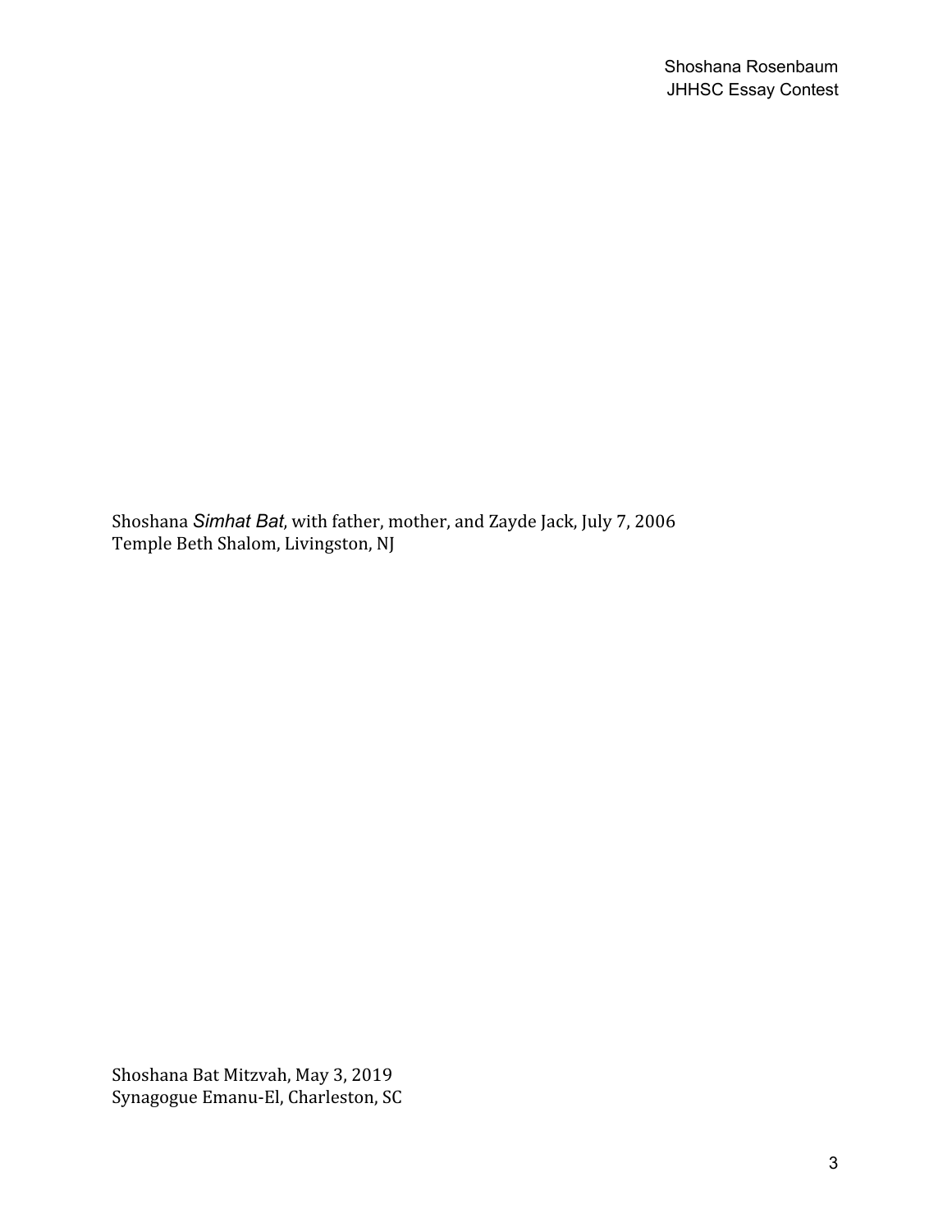Shoshana *Simhat Bat*, with father, mother, and Zayde Jack, July 7, 2006
Temple Beth Shalom, Livingston, NJ

Shoshana Bat Mitzvah, May 3, 2019
Synagogue Emanu-El, Charleston, SC